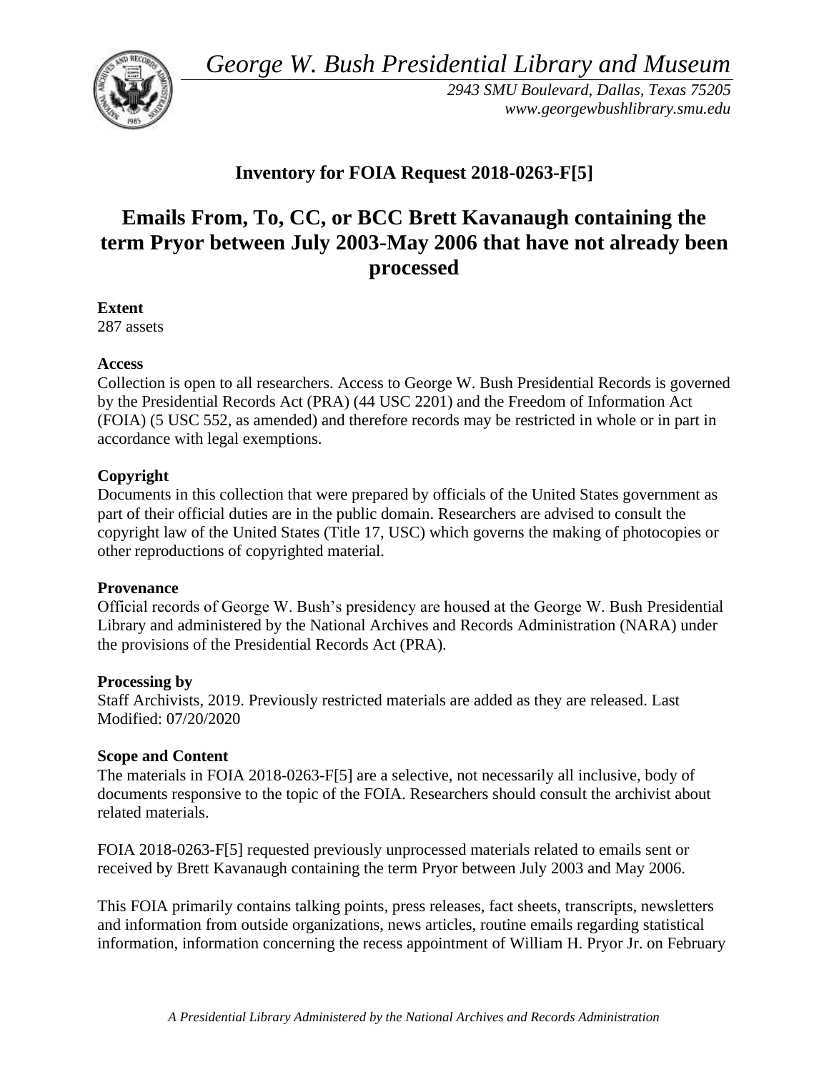*George W. Bush Presidential Library and Museum*

*2943 SMU Boulevard, Dallas, Texas 75205*
*www.georgewbushlibrary.smu.edu*

## Inventory for FOIA Request 2018-0263-F[5]

# Emails From, To, CC, or BCC Brett Kavanaugh containing the term Pryor between July 2003-May 2006 that have not already been processed

**Extent**
287 assets

**Access**
Collection is open to all researchers. Access to George W. Bush Presidential Records is governed by the Presidential Records Act (PRA) (44 USC 2201) and the Freedom of Information Act (FOIA) (5 USC 552, as amended) and therefore records may be restricted in whole or in part in accordance with legal exemptions.

**Copyright**
Documents in this collection that were prepared by officials of the United States government as part of their official duties are in the public domain. Researchers are advised to consult the copyright law of the United States (Title 17, USC) which governs the making of photocopies or other reproductions of copyrighted material.

**Provenance**
Official records of George W. Bush's presidency are housed at the George W. Bush Presidential Library and administered by the National Archives and Records Administration (NARA) under the provisions of the Presidential Records Act (PRA).

**Processing by**
Staff Archivists, 2019. Previously restricted materials are added as they are released. Last Modified: 07/20/2020

**Scope and Content**
The materials in FOIA 2018-0263-F[5] are a selective, not necessarily all inclusive, body of documents responsive to the topic of the FOIA. Researchers should consult the archivist about related materials.

FOIA 2018-0263-F[5] requested previously unprocessed materials related to emails sent or received by Brett Kavanaugh containing the term Pryor between July 2003 and May 2006.

This FOIA primarily contains talking points, press releases, fact sheets, transcripts, newsletters and information from outside organizations, news articles, routine emails regarding statistical information, information concerning the recess appointment of William H. Pryor Jr. on February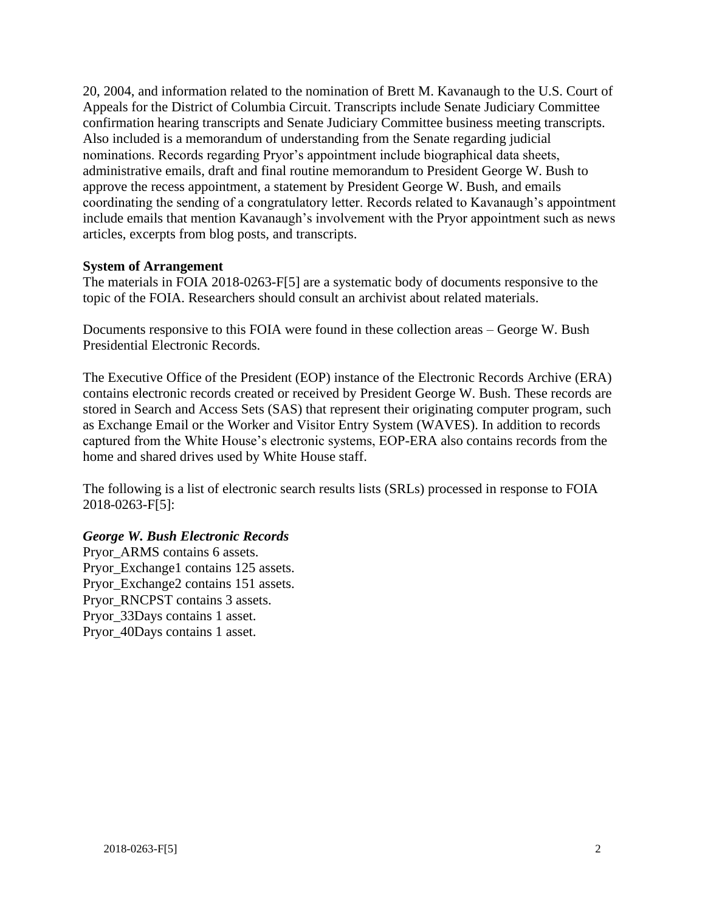20, 2004, and information related to the nomination of Brett M. Kavanaugh to the U.S. Court of Appeals for the District of Columbia Circuit. Transcripts include Senate Judiciary Committee confirmation hearing transcripts and Senate Judiciary Committee business meeting transcripts. Also included is a memorandum of understanding from the Senate regarding judicial nominations. Records regarding Pryor's appointment include biographical data sheets, administrative emails, draft and final routine memorandum to President George W. Bush to approve the recess appointment, a statement by President George W. Bush, and emails coordinating the sending of a congratulatory letter. Records related to Kavanaugh's appointment include emails that mention Kavanaugh's involvement with the Pryor appointment such as news articles, excerpts from blog posts, and transcripts.

**System of Arrangement**

The materials in FOIA 2018-0263-F[5] are a systematic body of documents responsive to the topic of the FOIA. Researchers should consult an archivist about related materials.

Documents responsive to this FOIA were found in these collection areas – George W. Bush Presidential Electronic Records.

The Executive Office of the President (EOP) instance of the Electronic Records Archive (ERA) contains electronic records created or received by President George W. Bush. These records are stored in Search and Access Sets (SAS) that represent their originating computer program, such as Exchange Email or the Worker and Visitor Entry System (WAVES). In addition to records captured from the White House's electronic systems, EOP-ERA also contains records from the home and shared drives used by White House staff.

The following is a list of electronic search results lists (SRLs) processed in response to FOIA 2018-0263-F[5]:

***George W. Bush Electronic Records***

Pryor_ARMS contains 6 assets.
Pryor_Exchange1 contains 125 assets.
Pryor_Exchange2 contains 151 assets.
Pryor_RNCPST contains 3 assets.
Pryor_33Days contains 1 asset.
Pryor_40Days contains 1 asset.